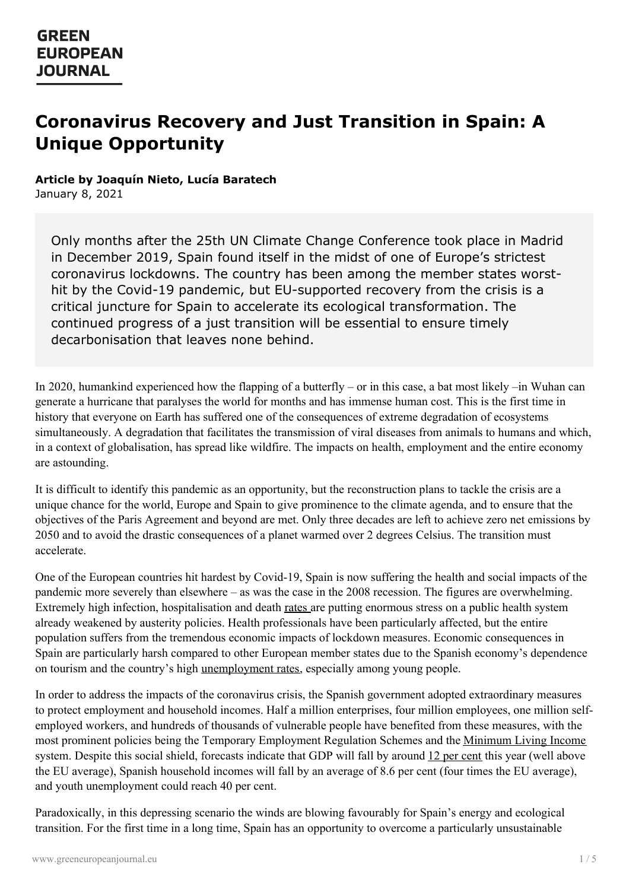# Coronavirus Recovery and Just Transition in Spain: A Unique Opportunity

**Article by Joaquín Nieto, Lucía Baratech**
January 8, 2021

> Only months after the 25th UN Climate Change Conference took place in Madrid in December 2019, Spain found itself in the midst of one of Europe's strictest coronavirus lockdowns. The country has been among the member states worst-hit by the Covid-19 pandemic, but EU-supported recovery from the crisis is a critical juncture for Spain to accelerate its ecological transformation. The continued progress of a just transition will be essential to ensure timely decarbonisation that leaves none behind.

In 2020, humankind experienced how the flapping of a butterfly – or in this case, a bat most likely –in Wuhan can generate a hurricane that paralyses the world for months and has immense human cost. This is the first time in history that everyone on Earth has suffered one of the consequences of extreme degradation of ecosystems simultaneously. A degradation that facilitates the transmission of viral diseases from animals to humans and which, in a context of globalisation, has spread like wildfire. The impacts on health, employment and the entire economy are astounding.

It is difficult to identify this pandemic as an opportunity, but the reconstruction plans to tackle the crisis are a unique chance for the world, Europe and Spain to give prominence to the climate agenda, and to ensure that the objectives of the Paris Agreement and beyond are met. Only three decades are left to achieve zero net emissions by 2050 and to avoid the drastic consequences of a planet warmed over 2 degrees Celsius. The transition must accelerate.

One of the European countries hit hardest by Covid-19, Spain is now suffering the health and social impacts of the pandemic more severely than elsewhere – as was the case in the 2008 recession. The figures are overwhelming. Extremely high infection, hospitalisation and death rates are putting enormous stress on a public health system already weakened by austerity policies. Health professionals have been particularly affected, but the entire population suffers from the tremendous economic impacts of lockdown measures. Economic consequences in Spain are particularly harsh compared to other European member states due to the Spanish economy's dependence on tourism and the country's high unemployment rates, especially among young people.

In order to address the impacts of the coronavirus crisis, the Spanish government adopted extraordinary measures to protect employment and household incomes. Half a million enterprises, four million employees, one million self-employed workers, and hundreds of thousands of vulnerable people have benefited from these measures, with the most prominent policies being the Temporary Employment Regulation Schemes and the Minimum Living Income system. Despite this social shield, forecasts indicate that GDP will fall by around 12 per cent this year (well above the EU average), Spanish household incomes will fall by an average of 8.6 per cent (four times the EU average), and youth unemployment could reach 40 per cent.

Paradoxically, in this depressing scenario the winds are blowing favourably for Spain's energy and ecological transition. For the first time in a long time, Spain has an opportunity to overcome a particularly unsustainable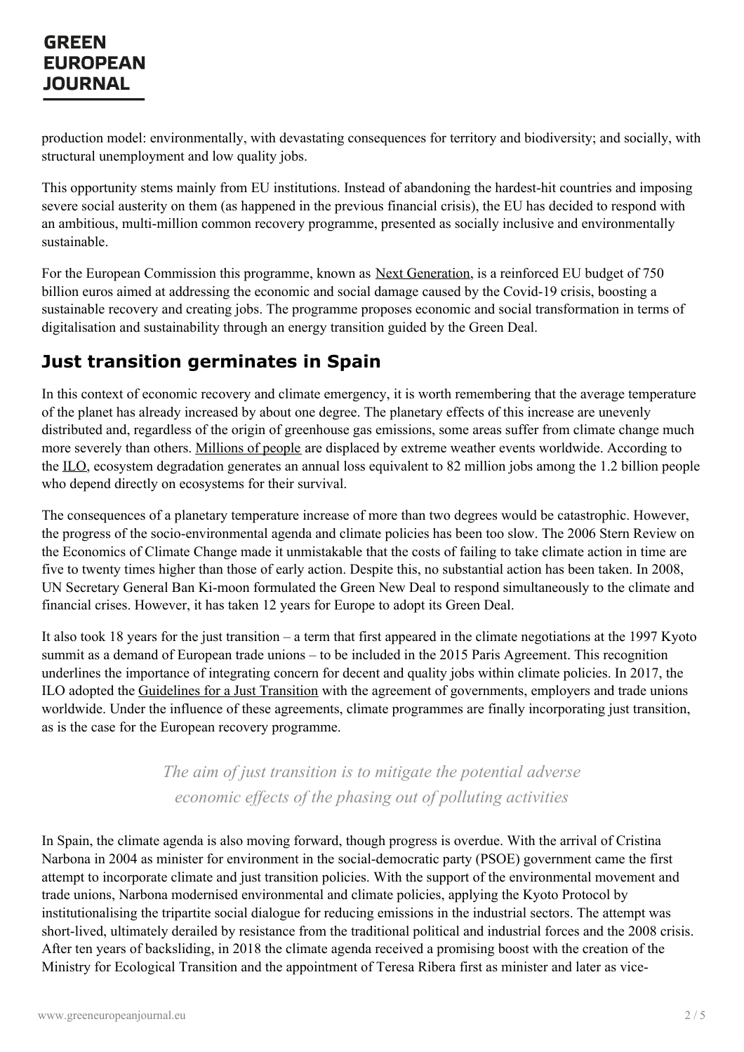production model: environmentally, with devastating consequences for territory and biodiversity; and socially, with structural unemployment and low quality jobs.

This opportunity stems mainly from EU institutions. Instead of abandoning the hardest-hit countries and imposing severe social austerity on them (as happened in the previous financial crisis), the EU has decided to respond with an ambitious, multi-million common recovery programme, presented as socially inclusive and environmentally sustainable.

For the European Commission this programme, known as Next Generation, is a reinforced EU budget of 750 billion euros aimed at addressing the economic and social damage caused by the Covid-19 crisis, boosting a sustainable recovery and creating jobs. The programme proposes economic and social transformation in terms of digitalisation and sustainability through an energy transition guided by the Green Deal.

## Just transition germinates in Spain

In this context of economic recovery and climate emergency, it is worth remembering that the average temperature of the planet has already increased by about one degree. The planetary effects of this increase are unevenly distributed and, regardless of the origin of greenhouse gas emissions, some areas suffer from climate change much more severely than others. Millions of people are displaced by extreme weather events worldwide. According to the ILO, ecosystem degradation generates an annual loss equivalent to 82 million jobs among the 1.2 billion people who depend directly on ecosystems for their survival.

The consequences of a planetary temperature increase of more than two degrees would be catastrophic. However, the progress of the socio-environmental agenda and climate policies has been too slow. The 2006 Stern Review on the Economics of Climate Change made it unmistakable that the costs of failing to take climate action in time are five to twenty times higher than those of early action. Despite this, no substantial action has been taken. In 2008, UN Secretary General Ban Ki-moon formulated the Green New Deal to respond simultaneously to the climate and financial crises. However, it has taken 12 years for Europe to adopt its Green Deal.

It also took 18 years for the just transition – a term that first appeared in the climate negotiations at the 1997 Kyoto summit as a demand of European trade unions – to be included in the 2015 Paris Agreement. This recognition underlines the importance of integrating concern for decent and quality jobs within climate policies. In 2017, the ILO adopted the Guidelines for a Just Transition with the agreement of governments, employers and trade unions worldwide. Under the influence of these agreements, climate programmes are finally incorporating just transition, as is the case for the European recovery programme.

> *The aim of just transition is to mitigate the potential adverse economic effects of the phasing out of polluting activities*

In Spain, the climate agenda is also moving forward, though progress is overdue. With the arrival of Cristina Narbona in 2004 as minister for environment in the social-democratic party (PSOE) government came the first attempt to incorporate climate and just transition policies. With the support of the environmental movement and trade unions, Narbona modernised environmental and climate policies, applying the Kyoto Protocol by institutionalising the tripartite social dialogue for reducing emissions in the industrial sectors. The attempt was short-lived, ultimately derailed by resistance from the traditional political and industrial forces and the 2008 crisis. After ten years of backsliding, in 2018 the climate agenda received a promising boost with the creation of the Ministry for Ecological Transition and the appointment of Teresa Ribera first as minister and later as vice-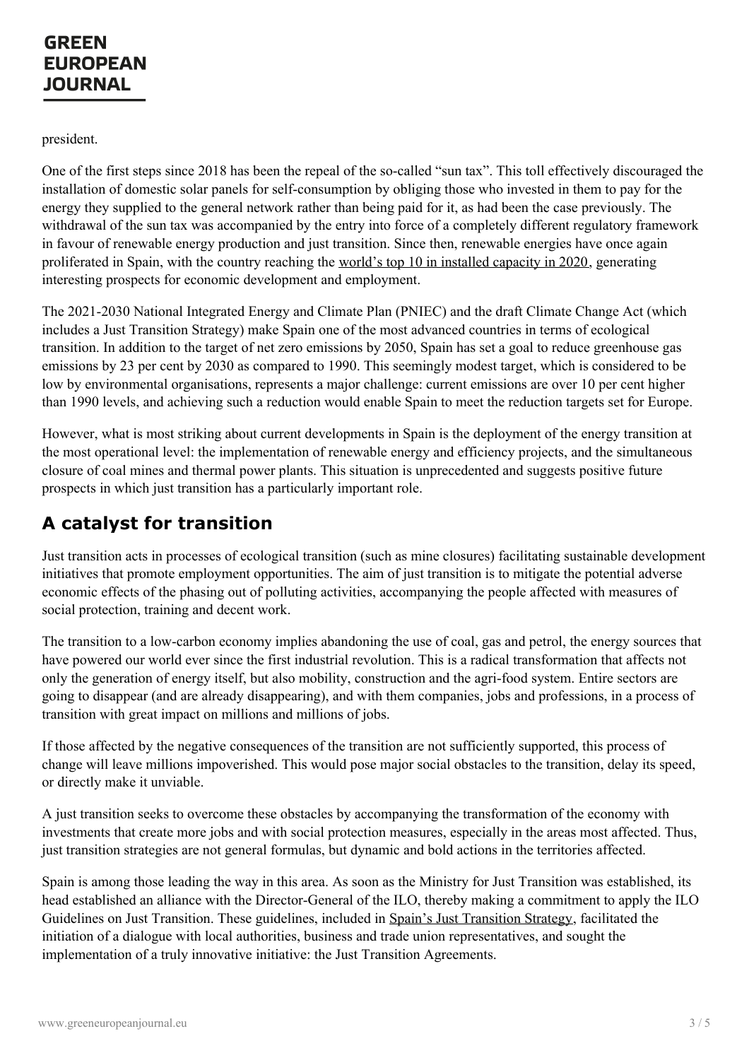president.

One of the first steps since 2018 has been the repeal of the so-called "sun tax". This toll effectively discouraged the installation of domestic solar panels for self-consumption by obliging those who invested in them to pay for the energy they supplied to the general network rather than being paid for it, as had been the case previously. The withdrawal of the sun tax was accompanied by the entry into force of a completely different regulatory framework in favour of renewable energy production and just transition. Since then, renewable energies have once again proliferated in Spain, with the country reaching the world's top 10 in installed capacity in 2020, generating interesting prospects for economic development and employment.

The 2021-2030 National Integrated Energy and Climate Plan (PNIEC) and the draft Climate Change Act (which includes a Just Transition Strategy) make Spain one of the most advanced countries in terms of ecological transition. In addition to the target of net zero emissions by 2050, Spain has set a goal to reduce greenhouse gas emissions by 23 per cent by 2030 as compared to 1990. This seemingly modest target, which is considered to be low by environmental organisations, represents a major challenge: current emissions are over 10 per cent higher than 1990 levels, and achieving such a reduction would enable Spain to meet the reduction targets set for Europe.

However, what is most striking about current developments in Spain is the deployment of the energy transition at the most operational level: the implementation of renewable energy and efficiency projects, and the simultaneous closure of coal mines and thermal power plants. This situation is unprecedented and suggests positive future prospects in which just transition has a particularly important role.

## A catalyst for transition

Just transition acts in processes of ecological transition (such as mine closures) facilitating sustainable development initiatives that promote employment opportunities. The aim of just transition is to mitigate the potential adverse economic effects of the phasing out of polluting activities, accompanying the people affected with measures of social protection, training and decent work.

The transition to a low-carbon economy implies abandoning the use of coal, gas and petrol, the energy sources that have powered our world ever since the first industrial revolution. This is a radical transformation that affects not only the generation of energy itself, but also mobility, construction and the agri-food system. Entire sectors are going to disappear (and are already disappearing), and with them companies, jobs and professions, in a process of transition with great impact on millions and millions of jobs.

If those affected by the negative consequences of the transition are not sufficiently supported, this process of change will leave millions impoverished. This would pose major social obstacles to the transition, delay its speed, or directly make it unviable.

A just transition seeks to overcome these obstacles by accompanying the transformation of the economy with investments that create more jobs and with social protection measures, especially in the areas most affected. Thus, just transition strategies are not general formulas, but dynamic and bold actions in the territories affected.

Spain is among those leading the way in this area. As soon as the Ministry for Just Transition was established, its head established an alliance with the Director-General of the ILO, thereby making a commitment to apply the ILO Guidelines on Just Transition. These guidelines, included in Spain's Just Transition Strategy, facilitated the initiation of a dialogue with local authorities, business and trade union representatives, and sought the implementation of a truly innovative initiative: the Just Transition Agreements.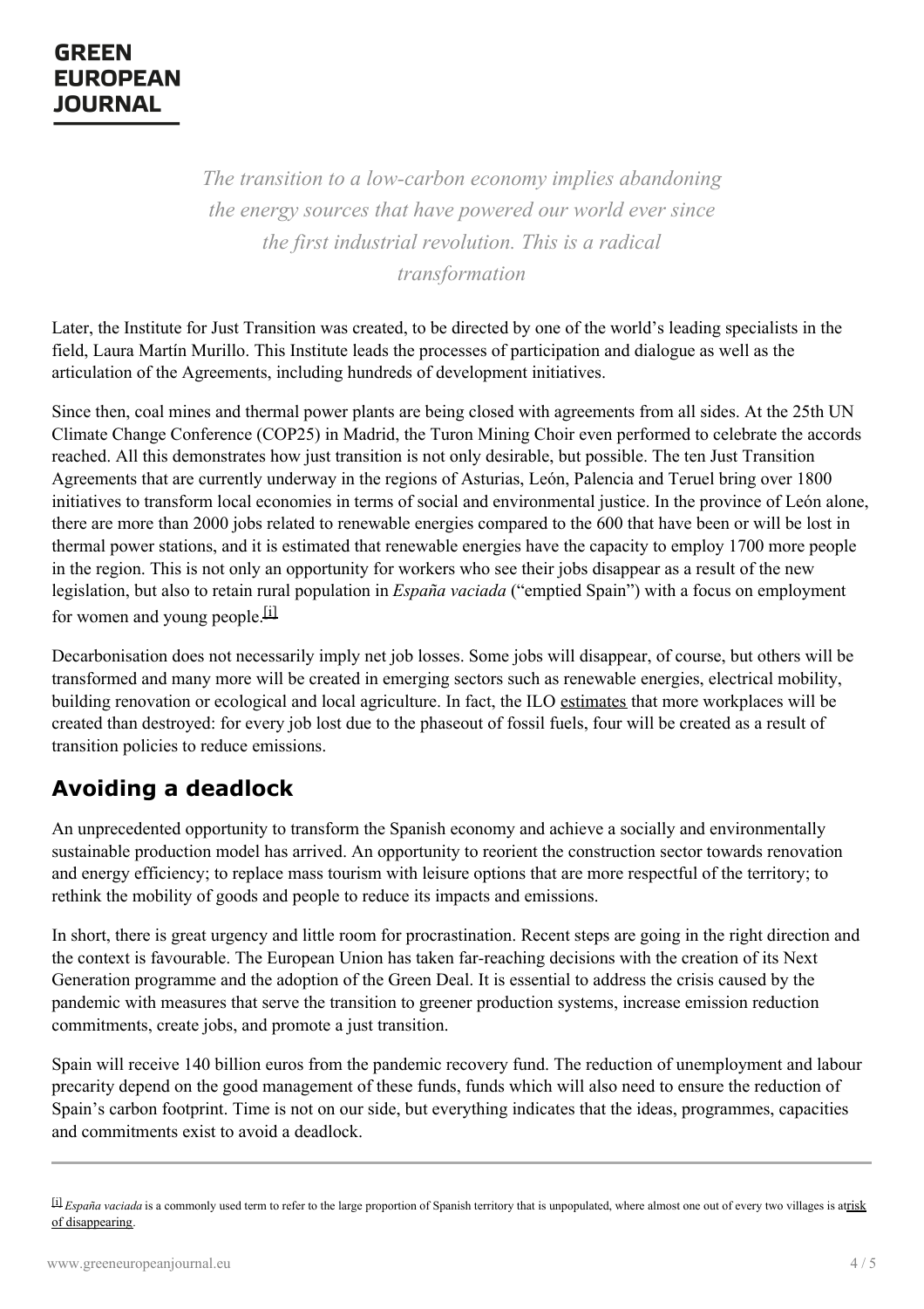*The transition to a low-carbon economy implies abandoning the energy sources that have powered our world ever since the first industrial revolution. This is a radical transformation*

Later, the Institute for Just Transition was created, to be directed by one of the world's leading specialists in the field, Laura Martín Murillo. This Institute leads the processes of participation and dialogue as well as the articulation of the Agreements, including hundreds of development initiatives.

Since then, coal mines and thermal power plants are being closed with agreements from all sides. At the 25th UN Climate Change Conference (COP25) in Madrid, the Turon Mining Choir even performed to celebrate the accords reached. All this demonstrates how just transition is not only desirable, but possible. The ten Just Transition Agreements that are currently underway in the regions of Asturias, León, Palencia and Teruel bring over 1800 initiatives to transform local economies in terms of social and environmental justice. In the province of León alone, there are more than 2000 jobs related to renewable energies compared to the 600 that have been or will be lost in thermal power stations, and it is estimated that renewable energies have the capacity to employ 1700 more people in the region. This is not only an opportunity for workers who see their jobs disappear as a result of the new legislation, but also to retain rural population in *España vaciada* ("emptied Spain") with a focus on employment for women and young people.[i]

Decarbonisation does not necessarily imply net job losses. Some jobs will disappear, of course, but others will be transformed and many more will be created in emerging sectors such as renewable energies, electrical mobility, building renovation or ecological and local agriculture. In fact, the ILO estimates that more workplaces will be created than destroyed: for every job lost due to the phaseout of fossil fuels, four will be created as a result of transition policies to reduce emissions.

## Avoiding a deadlock

An unprecedented opportunity to transform the Spanish economy and achieve a socially and environmentally sustainable production model has arrived. An opportunity to reorient the construction sector towards renovation and energy efficiency; to replace mass tourism with leisure options that are more respectful of the territory; to rethink the mobility of goods and people to reduce its impacts and emissions.

In short, there is great urgency and little room for procrastination. Recent steps are going in the right direction and the context is favourable. The European Union has taken far-reaching decisions with the creation of its Next Generation programme and the adoption of the Green Deal. It is essential to address the crisis caused by the pandemic with measures that serve the transition to greener production systems, increase emission reduction commitments, create jobs, and promote a just transition.

Spain will receive 140 billion euros from the pandemic recovery fund. The reduction of unemployment and labour precarity depend on the good management of these funds, funds which will also need to ensure the reduction of Spain's carbon footprint. Time is not on our side, but everything indicates that the ideas, programmes, capacities and commitments exist to avoid a deadlock.

---

[i] *España vaciada* is a commonly used term to refer to the large proportion of Spanish territory that is unpopulated, where almost one out of every two villages is at risk of disappearing.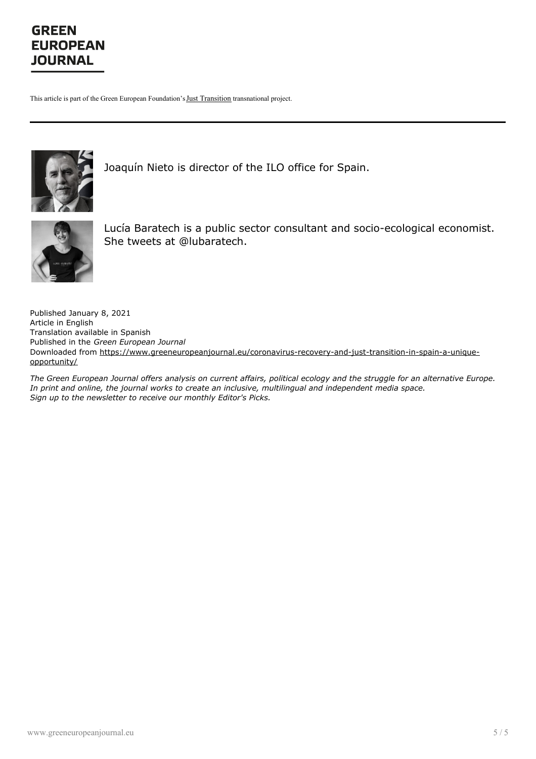This article is part of the Green European Foundation's Just Transition transnational project.

---

Joaquín Nieto is director of the ILO office for Spain.

Lucía Baratech is a public sector consultant and socio-ecological economist. She tweets at @lubaratech.

Published January 8, 2021
Article in English
Translation available in Spanish
Published in the *Green European Journal*
Downloaded from https://www.greeneuropeanjournal.eu/coronavirus-recovery-and-just-transition-in-spain-a-unique-opportunity/

*The Green European Journal offers analysis on current affairs, political ecology and the struggle for an alternative Europe. In print and online, the journal works to create an inclusive, multilingual and independent media space. Sign up to the newsletter to receive our monthly Editor's Picks.*